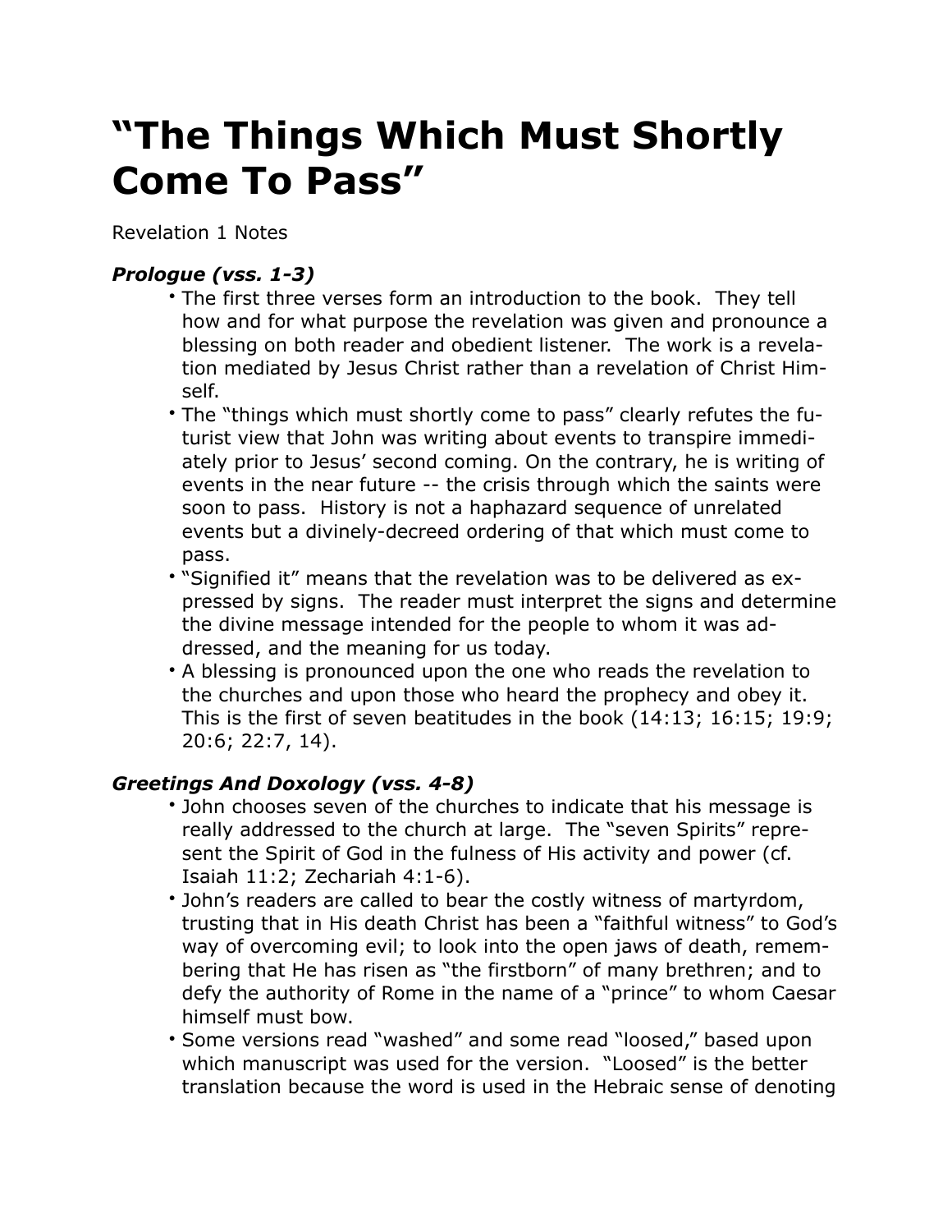# "The Things Which Must Shortly Come To Pass"

Revelation 1 Notes

### *Prologue (vss. 1-3)*

- The first three verses form an introduction to the book. They tell how and for what purpose the revelation was given and pronounce a blessing on both reader and obedient listener. The work is a revelation mediated by Jesus Christ rather than a revelation of Christ Himself.
- The "things which must shortly come to pass" clearly refutes the futurist view that John was writing about events to transpire immediately prior to Jesus' second coming. On the contrary, he is writing of events in the near future -- the crisis through which the saints were soon to pass. History is not a haphazard sequence of unrelated events but a divinely-decreed ordering of that which must come to pass.
- "Signified it" means that the revelation was to be delivered as expressed by signs. The reader must interpret the signs and determine the divine message intended for the people to whom it was addressed, and the meaning for us today.
- A blessing is pronounced upon the one who reads the revelation to the churches and upon those who heard the prophecy and obey it. This is the first of seven beatitudes in the book (14:13; 16:15; 19:9; 20:6; 22:7, 14).

### *Greetings And Doxology (vss. 4-8)*

- John chooses seven of the churches to indicate that his message is really addressed to the church at large. The "seven Spirits" represent the Spirit of God in the fulness of His activity and power (cf. Isaiah 11:2; Zechariah 4:1-6).
- John's readers are called to bear the costly witness of martyrdom, trusting that in His death Christ has been a "faithful witness" to God's way of overcoming evil; to look into the open jaws of death, remembering that He has risen as "the firstborn" of many brethren; and to defy the authority of Rome in the name of a "prince" to whom Caesar himself must bow.
- Some versions read "washed" and some read "loosed," based upon which manuscript was used for the version. "Loosed" is the better translation because the word is used in the Hebraic sense of denoting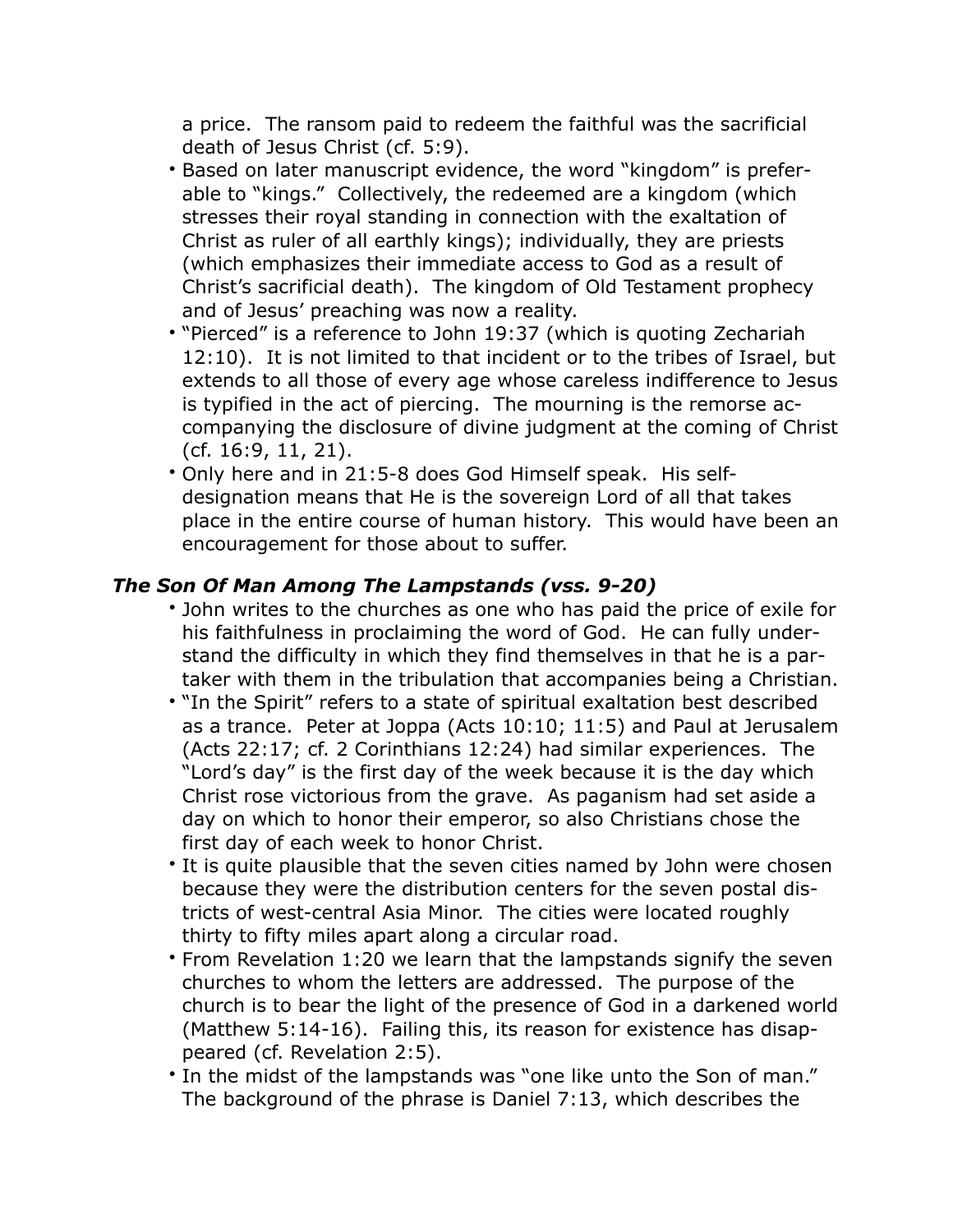a price. The ransom paid to redeem the faithful was the sacrificial death of Jesus Christ (cf. 5:9).

- Based on later manuscript evidence, the word "kingdom" is preferable to "kings." Collectively, the redeemed are a kingdom (which stresses their royal standing in connection with the exaltation of Christ as ruler of all earthly kings); individually, they are priests (which emphasizes their immediate access to God as a result of Christ's sacrificial death). The kingdom of Old Testament prophecy and of Jesus' preaching was now a reality.
- "Pierced" is a reference to John 19:37 (which is quoting Zechariah 12:10). It is not limited to that incident or to the tribes of Israel, but extends to all those of every age whose careless indifference to Jesus is typified in the act of piercing. The mourning is the remorse accompanying the disclosure of divine judgment at the coming of Christ (cf. 16:9, 11, 21).
- Only here and in 21:5-8 does God Himself speak. His self-designation means that He is the sovereign Lord of all that takes place in the entire course of human history. This would have been an encouragement for those about to suffer.

### *The Son Of Man Among The Lampstands (vss. 9-20)*

- John writes to the churches as one who has paid the price of exile for his faithfulness in proclaiming the word of God. He can fully understand the difficulty in which they find themselves in that he is a partaker with them in the tribulation that accompanies being a Christian.
- "In the Spirit" refers to a state of spiritual exaltation best described as a trance. Peter at Joppa (Acts 10:10; 11:5) and Paul at Jerusalem (Acts 22:17; cf. 2 Corinthians 12:24) had similar experiences. The "Lord's day" is the first day of the week because it is the day which Christ rose victorious from the grave. As paganism had set aside a day on which to honor their emperor, so also Christians chose the first day of each week to honor Christ.
- It is quite plausible that the seven cities named by John were chosen because they were the distribution centers for the seven postal districts of west-central Asia Minor. The cities were located roughly thirty to fifty miles apart along a circular road.
- From Revelation 1:20 we learn that the lampstands signify the seven churches to whom the letters are addressed. The purpose of the church is to bear the light of the presence of God in a darkened world (Matthew 5:14-16). Failing this, its reason for existence has disappeared (cf. Revelation 2:5).
- In the midst of the lampstands was "one like unto the Son of man." The background of the phrase is Daniel 7:13, which describes the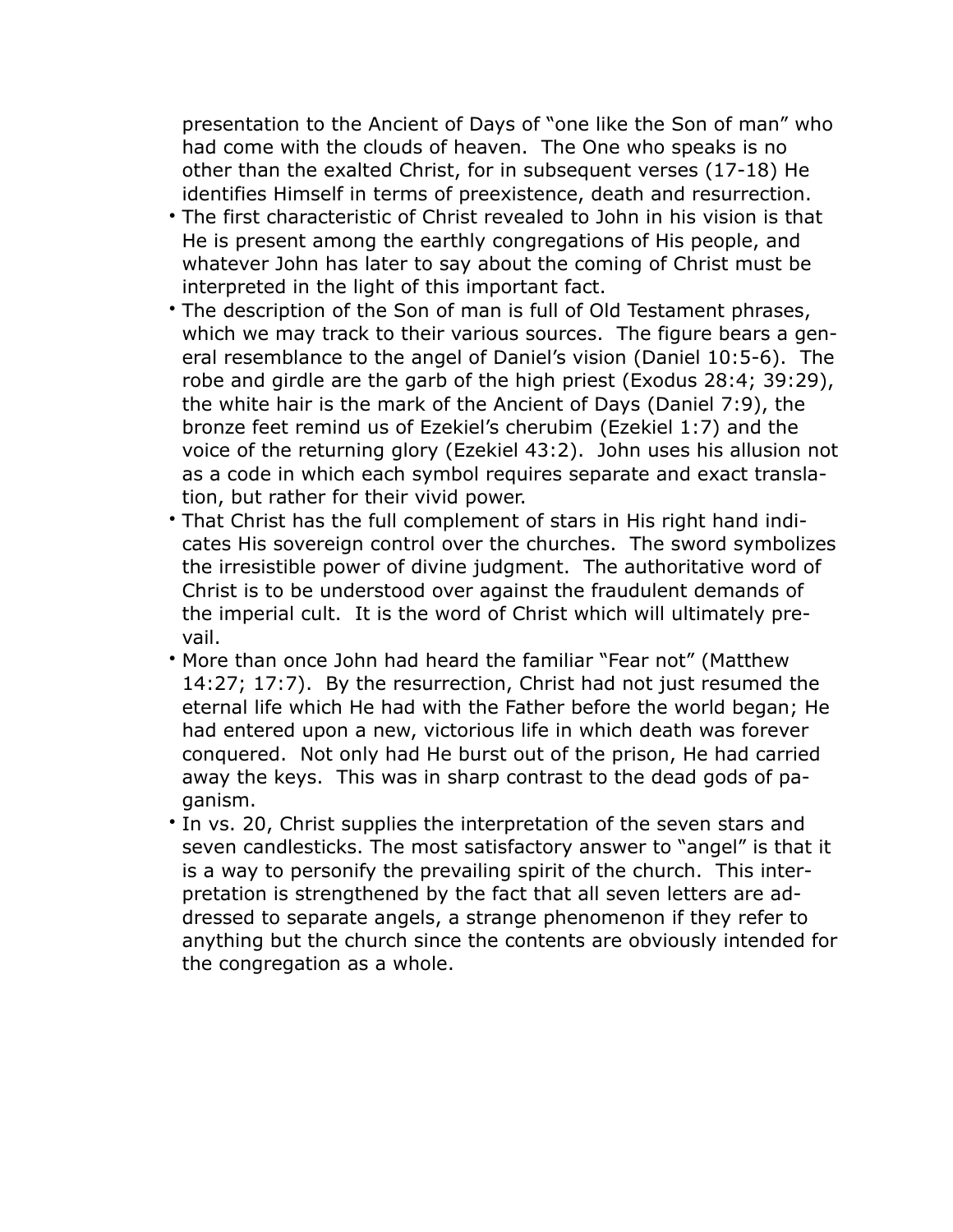presentation to the Ancient of Days of "one like the Son of man" who had come with the clouds of heaven. The One who speaks is no other than the exalted Christ, for in subsequent verses (17-18) He identifies Himself in terms of preexistence, death and resurrection.

- The first characteristic of Christ revealed to John in his vision is that He is present among the earthly congregations of His people, and whatever John has later to say about the coming of Christ must be interpreted in the light of this important fact.
- The description of the Son of man is full of Old Testament phrases, which we may track to their various sources. The figure bears a general resemblance to the angel of Daniel's vision (Daniel 10:5-6). The robe and girdle are the garb of the high priest (Exodus 28:4; 39:29), the white hair is the mark of the Ancient of Days (Daniel 7:9), the bronze feet remind us of Ezekiel's cherubim (Ezekiel 1:7) and the voice of the returning glory (Ezekiel 43:2). John uses his allusion not as a code in which each symbol requires separate and exact translation, but rather for their vivid power.
- That Christ has the full complement of stars in His right hand indicates His sovereign control over the churches. The sword symbolizes the irresistible power of divine judgment. The authoritative word of Christ is to be understood over against the fraudulent demands of the imperial cult. It is the word of Christ which will ultimately prevail.
- More than once John had heard the familiar "Fear not" (Matthew 14:27; 17:7). By the resurrection, Christ had not just resumed the eternal life which He had with the Father before the world began; He had entered upon a new, victorious life in which death was forever conquered. Not only had He burst out of the prison, He had carried away the keys. This was in sharp contrast to the dead gods of paganism.
- In vs. 20, Christ supplies the interpretation of the seven stars and seven candlesticks. The most satisfactory answer to "angel" is that it is a way to personify the prevailing spirit of the church. This interpretation is strengthened by the fact that all seven letters are addressed to separate angels, a strange phenomenon if they refer to anything but the church since the contents are obviously intended for the congregation as a whole.